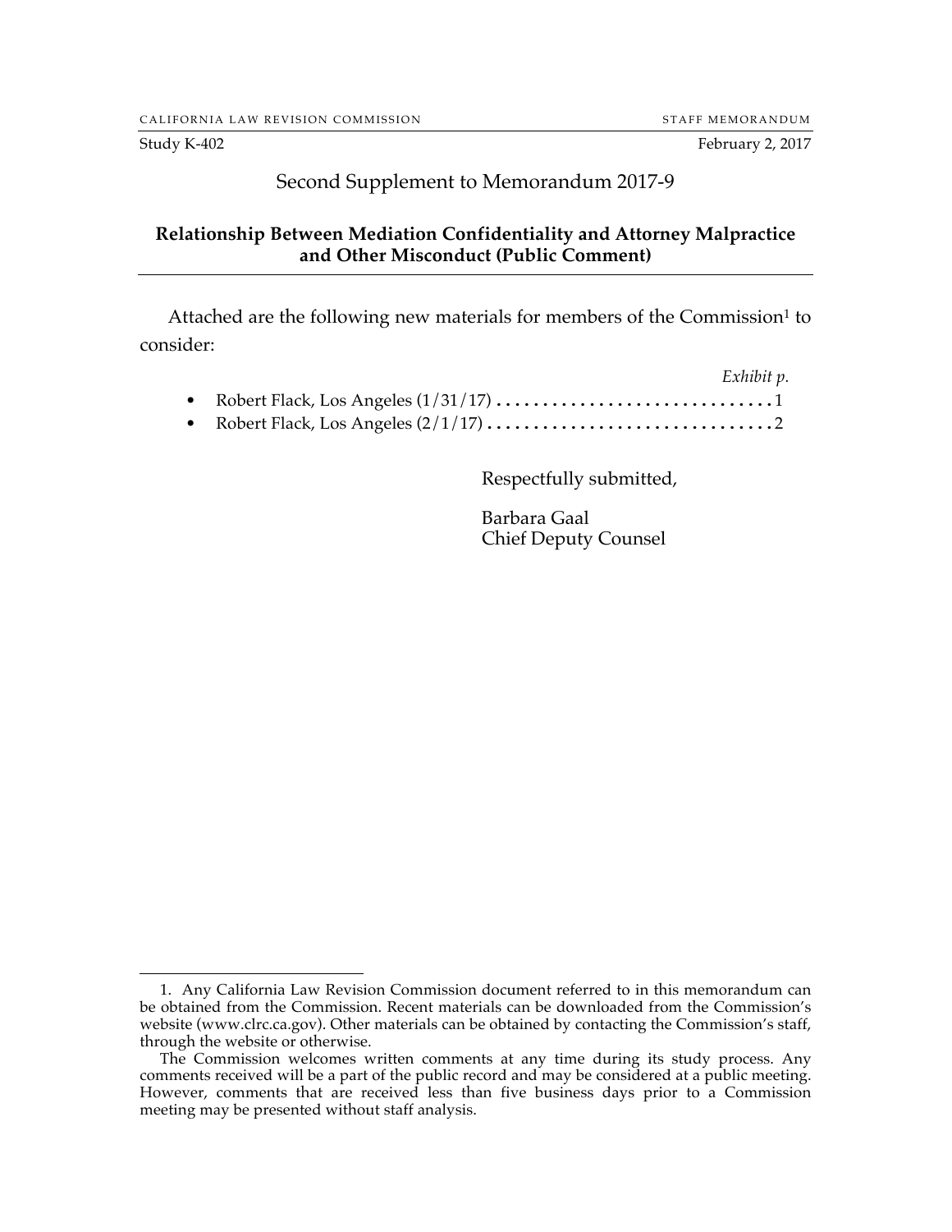CALIFORNIA LAW REVISION COMMISSION — STAFF MEMORANDUM

Study K-402 — February 2, 2017

# Second Supplement to Memorandum 2017-9

## Relationship Between Mediation Confidentiality and Attorney Malpractice and Other Misconduct (Public Comment)

Attached are the following new materials for members of the Commission[1] to consider:

*Exhibit p.*

- Robert Flack, Los Angeles (1/31/17) .............................. 1
- Robert Flack, Los Angeles (2/1/17) ............................... 2

Respectfully submitted,

Barbara Gaal
Chief Deputy Counsel

---

1. Any California Law Revision Commission document referred to in this memorandum can be obtained from the Commission. Recent materials can be downloaded from the Commission's website (www.clrc.ca.gov). Other materials can be obtained by contacting the Commission's staff, through the website or otherwise.

The Commission welcomes written comments at any time during its study process. Any comments received will be a part of the public record and may be considered at a public meeting. However, comments that are received less than five business days prior to a Commission meeting may be presented without staff analysis.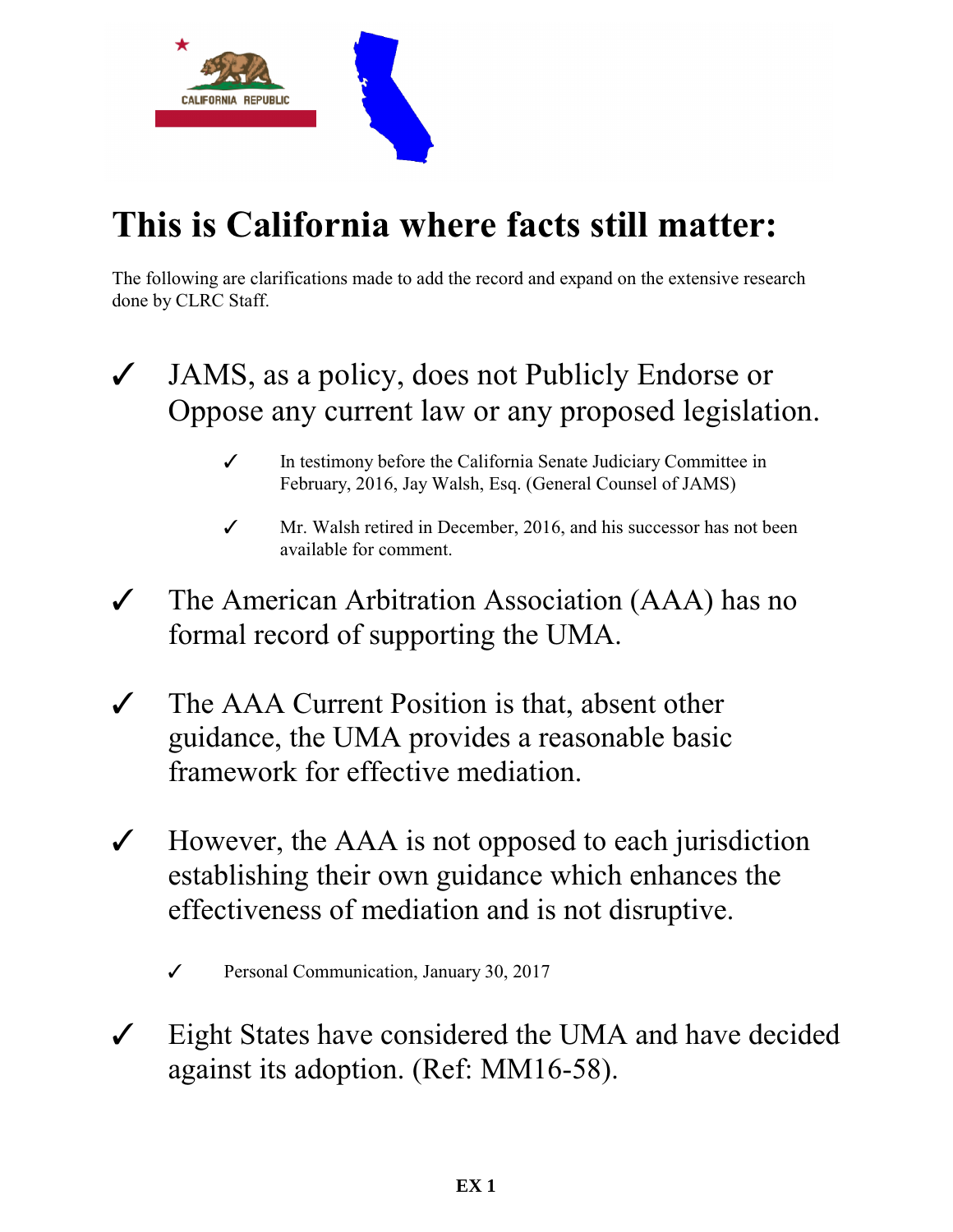# This is California where facts still matter:

The following are clarifications made to add the record and expand on the extensive research done by CLRC Staff.

- ✓ JAMS, as a policy, does not Publicly Endorse or Oppose any current law or any proposed legislation.
  - ✓ In testimony before the California Senate Judiciary Committee in February, 2016, Jay Walsh, Esq. (General Counsel of JAMS)
  - ✓ Mr. Walsh retired in December, 2016, and his successor has not been available for comment.
- ✓ The American Arbitration Association (AAA) has no formal record of supporting the UMA.
- ✓ The AAA Current Position is that, absent other guidance, the UMA provides a reasonable basic framework for effective mediation.
- ✓ However, the AAA is not opposed to each jurisdiction establishing their own guidance which enhances the effectiveness of mediation and is not disruptive.
  - ✓ Personal Communication, January 30, 2017
- ✓ Eight States have considered the UMA and have decided against its adoption. (Ref: MM16-58).

**EX 1**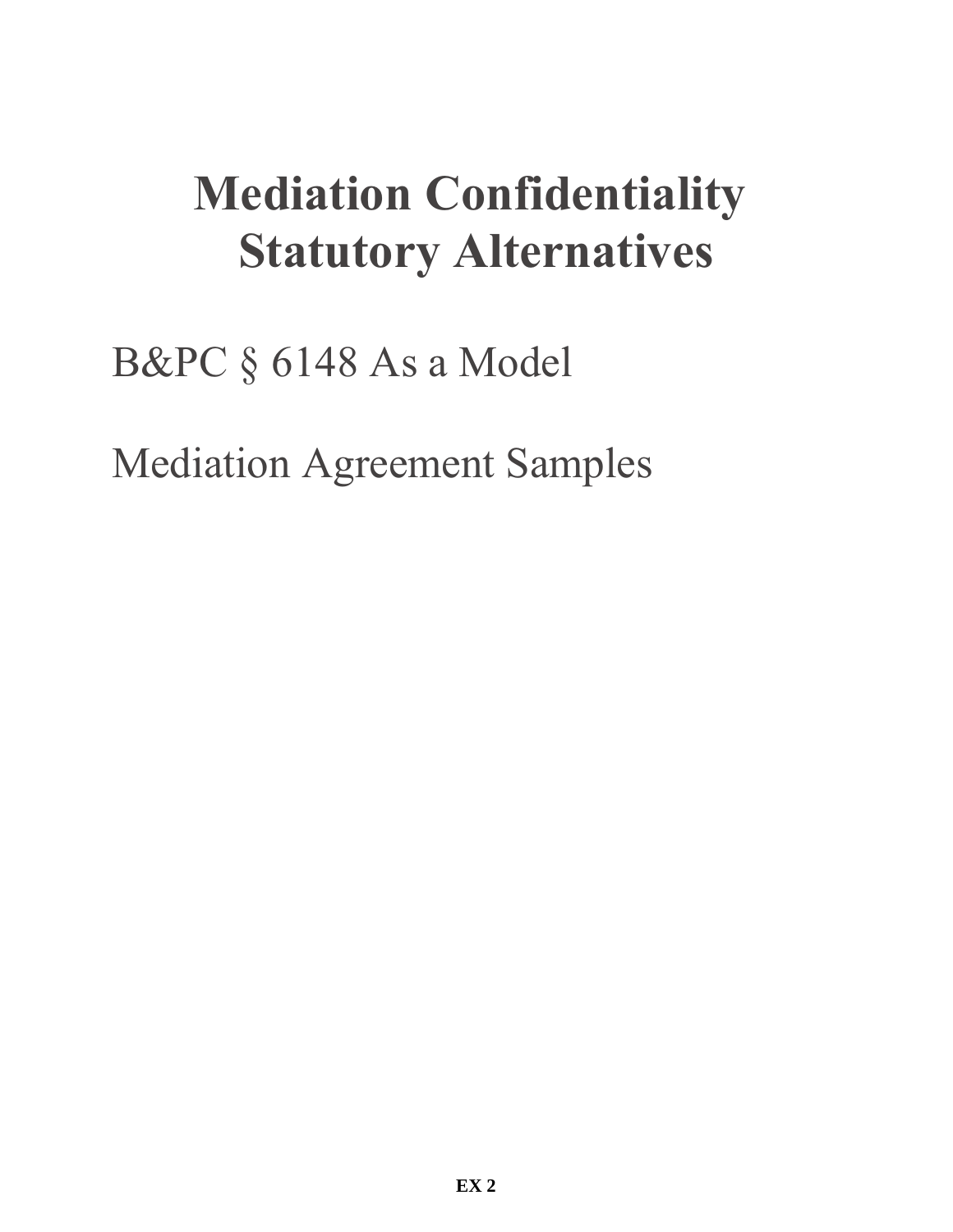# Mediation Confidentiality Statutory Alternatives

B&PC § 6148 As a Model

Mediation Agreement Samples

**EX 2**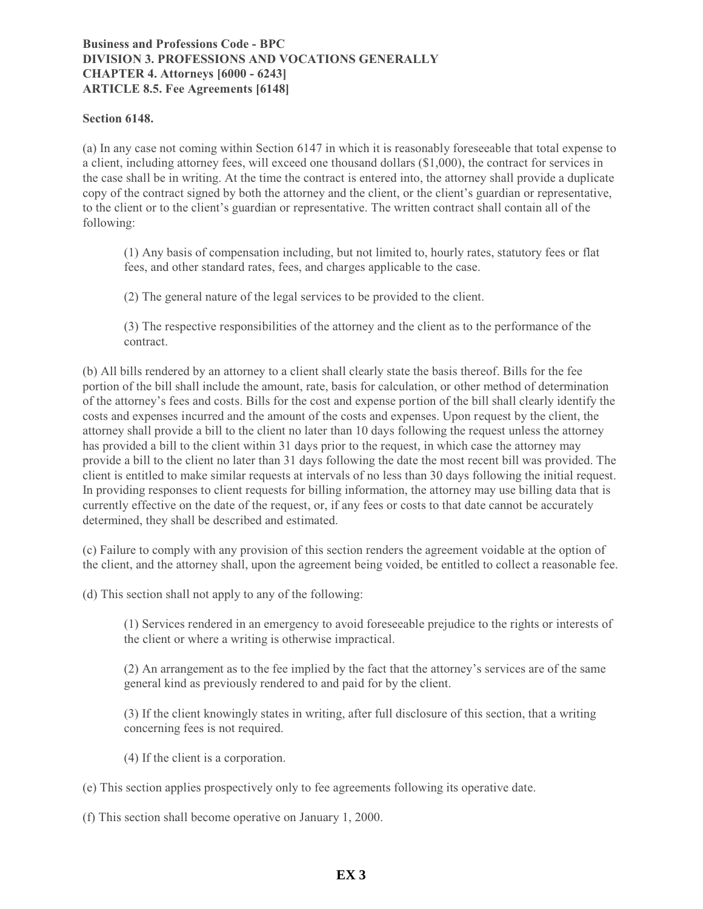**Business and Professions Code - BPC**
**DIVISION 3. PROFESSIONS AND VOCATIONS GENERALLY**
**CHAPTER 4. Attorneys [6000 - 6243]**
**ARTICLE 8.5. Fee Agreements [6148]**

**Section 6148.**

(a) In any case not coming within Section 6147 in which it is reasonably foreseeable that total expense to a client, including attorney fees, will exceed one thousand dollars ($1,000), the contract for services in the case shall be in writing. At the time the contract is entered into, the attorney shall provide a duplicate copy of the contract signed by both the attorney and the client, or the client's guardian or representative, to the client or to the client's guardian or representative. The written contract shall contain all of the following:

> (1) Any basis of compensation including, but not limited to, hourly rates, statutory fees or flat fees, and other standard rates, fees, and charges applicable to the case.
>
> (2) The general nature of the legal services to be provided to the client.
>
> (3) The respective responsibilities of the attorney and the client as to the performance of the contract.

(b) All bills rendered by an attorney to a client shall clearly state the basis thereof. Bills for the fee portion of the bill shall include the amount, rate, basis for calculation, or other method of determination of the attorney's fees and costs. Bills for the cost and expense portion of the bill shall clearly identify the costs and expenses incurred and the amount of the costs and expenses. Upon request by the client, the attorney shall provide a bill to the client no later than 10 days following the request unless the attorney has provided a bill to the client within 31 days prior to the request, in which case the attorney may provide a bill to the client no later than 31 days following the date the most recent bill was provided. The client is entitled to make similar requests at intervals of no less than 30 days following the initial request. In providing responses to client requests for billing information, the attorney may use billing data that is currently effective on the date of the request, or, if any fees or costs to that date cannot be accurately determined, they shall be described and estimated.

(c) Failure to comply with any provision of this section renders the agreement voidable at the option of the client, and the attorney shall, upon the agreement being voided, be entitled to collect a reasonable fee.

(d) This section shall not apply to any of the following:

> (1) Services rendered in an emergency to avoid foreseeable prejudice to the rights or interests of the client or where a writing is otherwise impractical.
>
> (2) An arrangement as to the fee implied by the fact that the attorney's services are of the same general kind as previously rendered to and paid for by the client.
>
> (3) If the client knowingly states in writing, after full disclosure of this section, that a writing concerning fees is not required.
>
> (4) If the client is a corporation.

(e) This section applies prospectively only to fee agreements following its operative date.

(f) This section shall become operative on January 1, 2000.

**EX 3**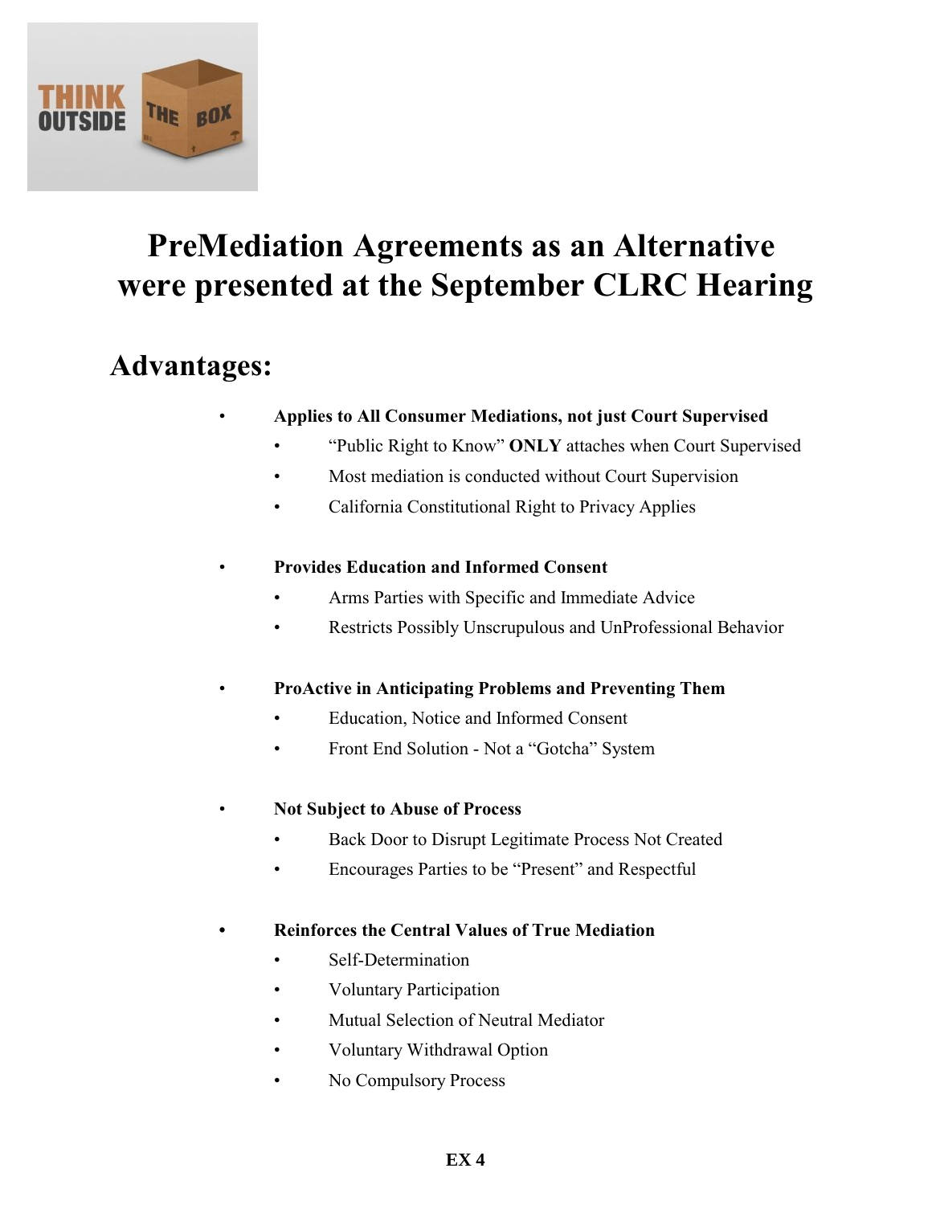# PreMediation Agreements as an Alternative were presented at the September CLRC Hearing

## Advantages:

- **Applies to All Consumer Mediations, not just Court Supervised**
  - "Public Right to Know" **ONLY** attaches when Court Supervised
  - Most mediation is conducted without Court Supervision
  - California Constitutional Right to Privacy Applies

- **Provides Education and Informed Consent**
  - Arms Parties with Specific and Immediate Advice
  - Restricts Possibly Unscrupulous and UnProfessional Behavior

- **ProActive in Anticipating Problems and Preventing Them**
  - Education, Notice and Informed Consent
  - Front End Solution - Not a "Gotcha" System

- **Not Subject to Abuse of Process**
  - Back Door to Disrupt Legitimate Process Not Created
  - Encourages Parties to be "Present" and Respectful

- **Reinforces the Central Values of True Mediation**
  - Self-Determination
  - Voluntary Participation
  - Mutual Selection of Neutral Mediator
  - Voluntary Withdrawal Option
  - No Compulsory Process

**EX 4**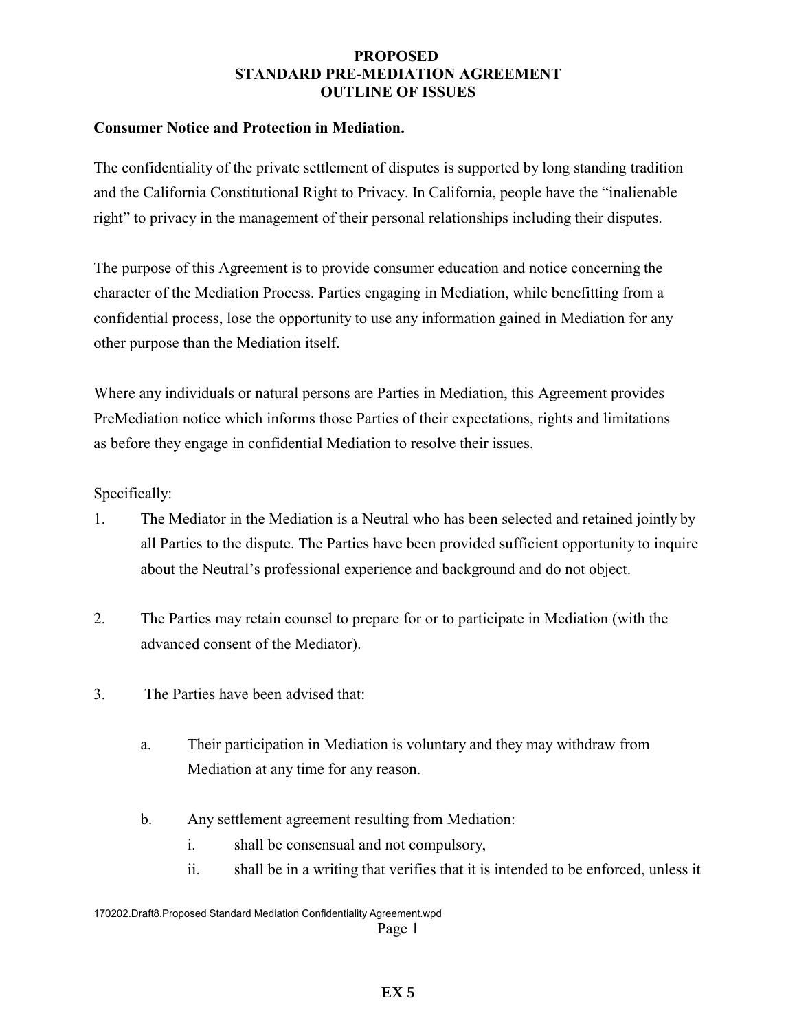**PROPOSED**
**STANDARD PRE-MEDIATION AGREEMENT**
**OUTLINE OF ISSUES**

**Consumer Notice and Protection in Mediation.**

The confidentiality of the private settlement of disputes is supported by long standing tradition and the California Constitutional Right to Privacy. In California, people have the "inalienable right" to privacy in the management of their personal relationships including their disputes.

The purpose of this Agreement is to provide consumer education and notice concerning the character of the Mediation Process. Parties engaging in Mediation, while benefitting from a confidential process, lose the opportunity to use any information gained in Mediation for any other purpose than the Mediation itself.

Where any individuals or natural persons are Parties in Mediation, this Agreement provides PreMediation notice which informs those Parties of their expectations, rights and limitations as before they engage in confidential Mediation to resolve their issues.

Specifically:

1. The Mediator in the Mediation is a Neutral who has been selected and retained jointly by all Parties to the dispute. The Parties have been provided sufficient opportunity to inquire about the Neutral's professional experience and background and do not object.

2. The Parties may retain counsel to prepare for or to participate in Mediation (with the advanced consent of the Mediator).

3. The Parties have been advised that:

   a. Their participation in Mediation is voluntary and they may withdraw from Mediation at any time for any reason.

   b. Any settlement agreement resulting from Mediation:
      i. shall be consensual and not compulsory,
      ii. shall be in a writing that verifies that it is intended to be enforced, unless it

170202.Draft8.Proposed Standard Mediation Confidentiality Agreement.wpd

**EX 5**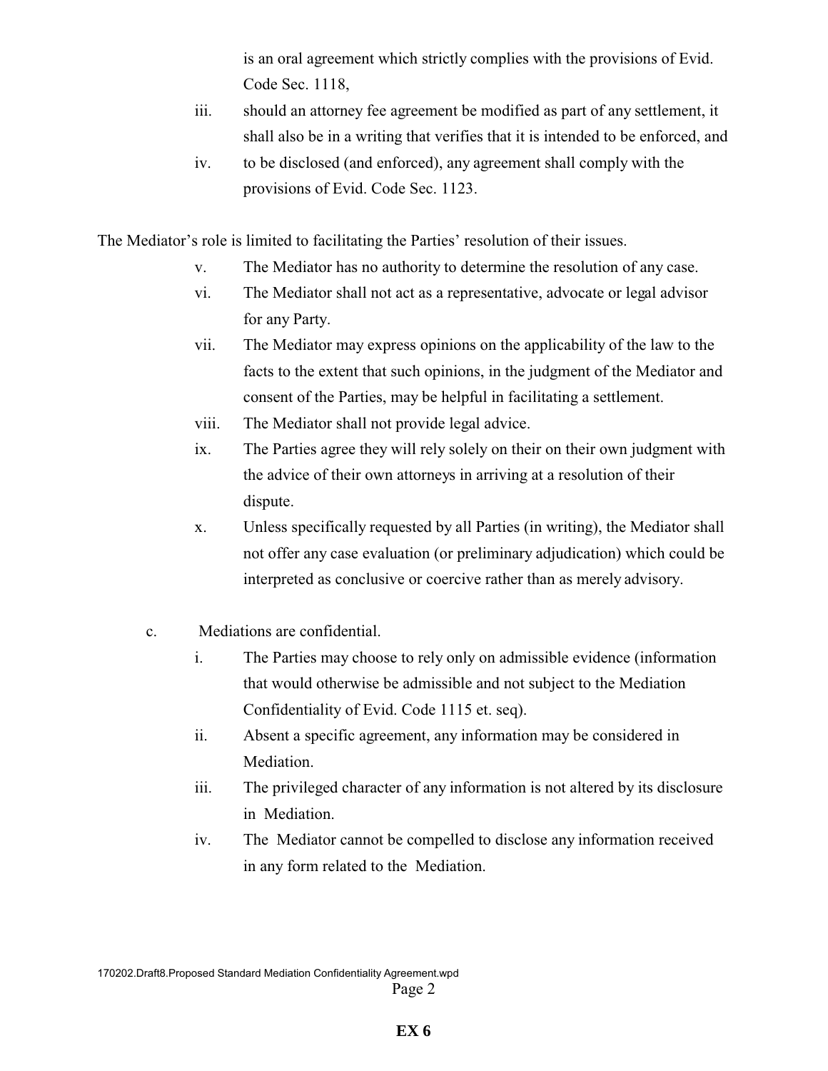is an oral agreement which strictly complies with the provisions of Evid. Code Sec. 1118,

iii. should an attorney fee agreement be modified as part of any settlement, it shall also be in a writing that verifies that it is intended to be enforced, and

iv. to be disclosed (and enforced), any agreement shall comply with the provisions of Evid. Code Sec. 1123.

The Mediator's role is limited to facilitating the Parties' resolution of their issues.

v. The Mediator has no authority to determine the resolution of any case.

vi. The Mediator shall not act as a representative, advocate or legal advisor for any Party.

vii. The Mediator may express opinions on the applicability of the law to the facts to the extent that such opinions, in the judgment of the Mediator and consent of the Parties, may be helpful in facilitating a settlement.

viii. The Mediator shall not provide legal advice.

ix. The Parties agree they will rely solely on their on their own judgment with the advice of their own attorneys in arriving at a resolution of their dispute.

x. Unless specifically requested by all Parties (in writing), the Mediator shall not offer any case evaluation (or preliminary adjudication) which could be interpreted as conclusive or coercive rather than as merely advisory.

c. Mediations are confidential.

i. The Parties may choose to rely only on admissible evidence (information that would otherwise be admissible and not subject to the Mediation Confidentiality of Evid. Code 1115 et. seq).

ii. Absent a specific agreement, any information may be considered in Mediation.

iii. The privileged character of any information is not altered by its disclosure in Mediation.

iv. The Mediator cannot be compelled to disclose any information received in any form related to the Mediation.

170202.Draft8.Proposed Standard Mediation Confidentiality Agreement.wpd

**EX 6**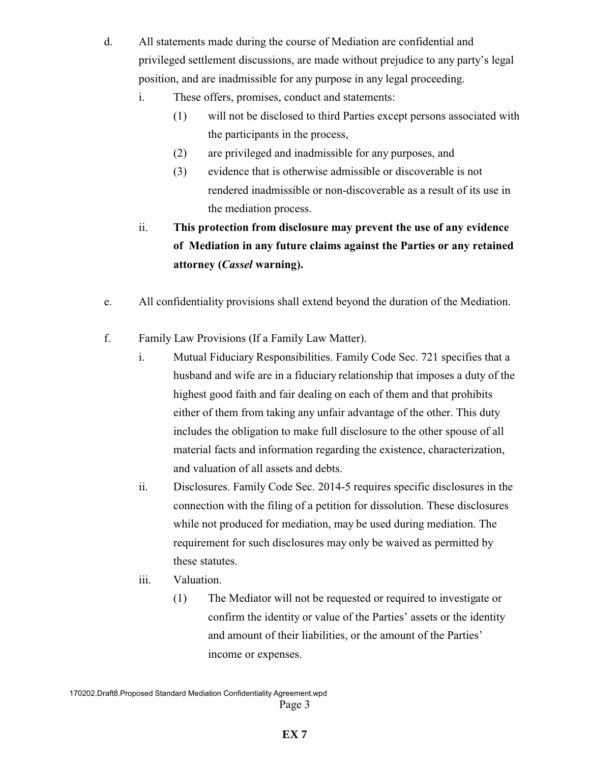d. All statements made during the course of Mediation are confidential and privileged settlement discussions, are made without prejudice to any party's legal position, and are inadmissible for any purpose in any legal proceeding.

   i. These offers, promises, conduct and statements:

      (1) will not be disclosed to third Parties except persons associated with the participants in the process,

      (2) are privileged and inadmissible for any purposes, and

      (3) evidence that is otherwise admissible or discoverable is not rendered inadmissible or non-discoverable as a result of its use in the mediation process.

   ii. **This protection from disclosure may prevent the use of any evidence of Mediation in any future claims against the Parties or any retained attorney (*Cassel* warning).**

e. All confidentiality provisions shall extend beyond the duration of the Mediation.

f. Family Law Provisions (If a Family Law Matter).

   i. Mutual Fiduciary Responsibilities. Family Code Sec. 721 specifies that a husband and wife are in a fiduciary relationship that imposes a duty of the highest good faith and fair dealing on each of them and that prohibits either of them from taking any unfair advantage of the other. This duty includes the obligation to make full disclosure to the other spouse of all material facts and information regarding the existence, characterization, and valuation of all assets and debts.

   ii. Disclosures. Family Code Sec. 2014-5 requires specific disclosures in the connection with the filing of a petition for dissolution. These disclosures while not produced for mediation, may be used during mediation. The requirement for such disclosures may only be waived as permitted by these statutes.

   iii. Valuation.

      (1) The Mediator will not be requested or required to investigate or confirm the identity or value of the Parties' assets or the identity and amount of their liabilities, or the amount of the Parties' income or expenses.

170202.Draft8.Proposed Standard Mediation Confidentiality Agreement.wpd

**EX 7**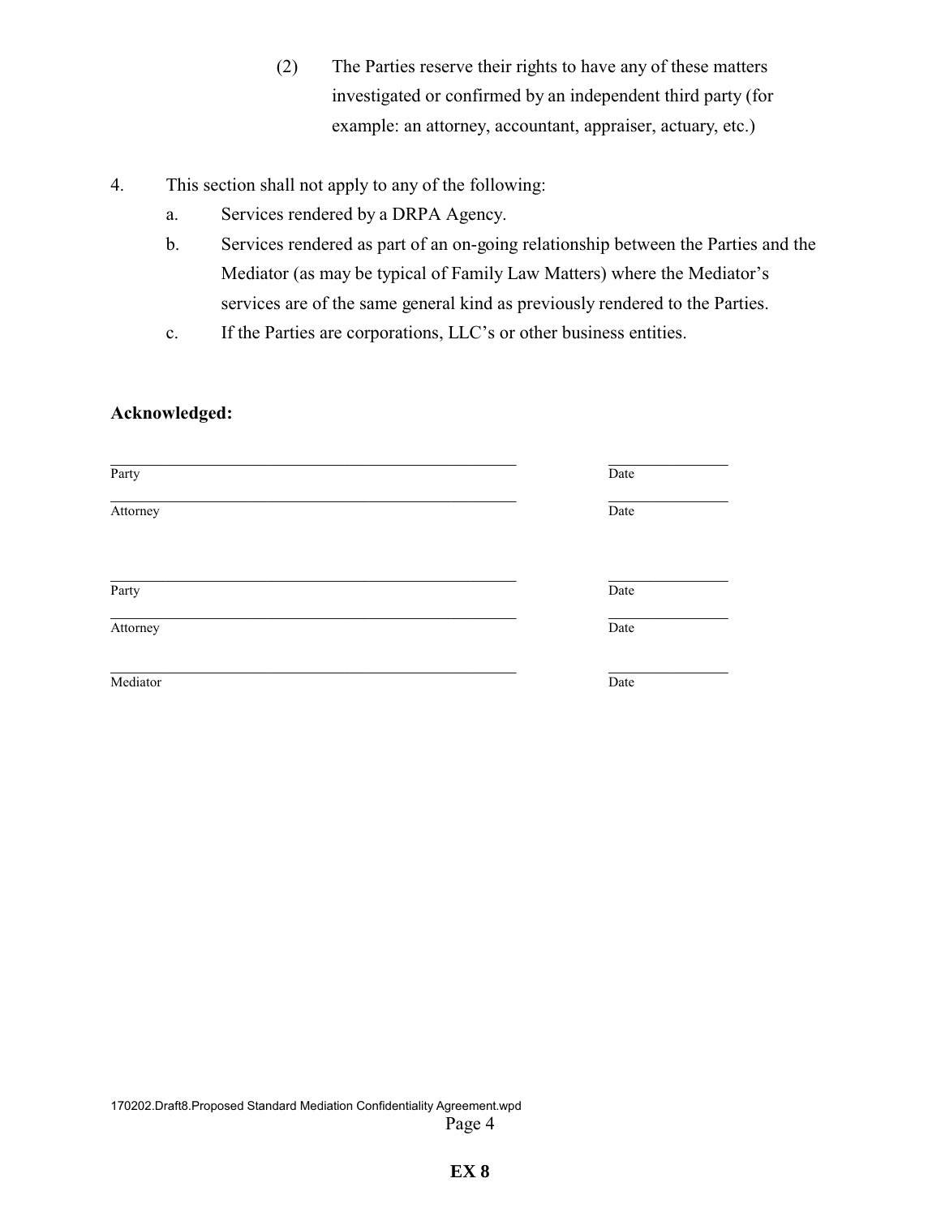(2) The Parties reserve their rights to have any of these matters investigated or confirmed by an independent third party (for example: an attorney, accountant, appraiser, actuary, etc.)

4. This section shall not apply to any of the following:
   a. Services rendered by a DRPA Agency.
   b. Services rendered as part of an on-going relationship between the Parties and the Mediator (as may be typical of Family Law Matters) where the Mediator's services are of the same general kind as previously rendered to the Parties.
   c. If the Parties are corporations, LLC's or other business entities.

**Acknowledged:**

_______________________________________________ _______________
Party Date

_______________________________________________ _______________
Attorney Date

_______________________________________________ _______________
Party Date

_______________________________________________ _______________
Attorney Date

_______________________________________________ _______________
Mediator Date

170202.Draft8.Proposed Standard Mediation Confidentiality Agreement.wpd

**EX 8**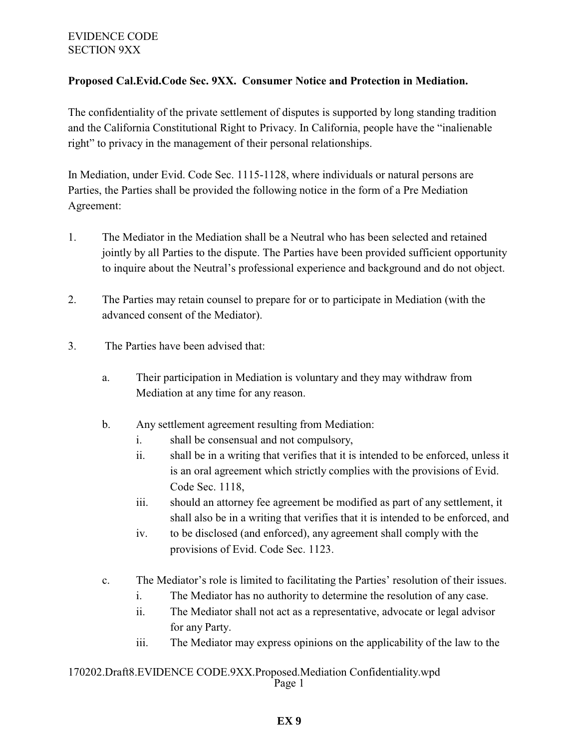EVIDENCE CODE
SECTION 9XX

**Proposed Cal.Evid.Code Sec. 9XX. Consumer Notice and Protection in Mediation.**

The confidentiality of the private settlement of disputes is supported by long standing tradition and the California Constitutional Right to Privacy. In California, people have the "inalienable right" to privacy in the management of their personal relationships.

In Mediation, under Evid. Code Sec. 1115-1128, where individuals or natural persons are Parties, the Parties shall be provided the following notice in the form of a Pre Mediation Agreement:

1. The Mediator in the Mediation shall be a Neutral who has been selected and retained jointly by all Parties to the dispute. The Parties have been provided sufficient opportunity to inquire about the Neutral's professional experience and background and do not object.

2. The Parties may retain counsel to prepare for or to participate in Mediation (with the advanced consent of the Mediator).

3. The Parties have been advised that:

   a. Their participation in Mediation is voluntary and they may withdraw from Mediation at any time for any reason.

   b. Any settlement agreement resulting from Mediation:
      i. shall be consensual and not compulsory,
      ii. shall be in a writing that verifies that it is intended to be enforced, unless it is an oral agreement which strictly complies with the provisions of Evid. Code Sec. 1118,
      iii. should an attorney fee agreement be modified as part of any settlement, it shall also be in a writing that verifies that it is intended to be enforced, and
      iv. to be disclosed (and enforced), any agreement shall comply with the provisions of Evid. Code Sec. 1123.

   c. The Mediator's role is limited to facilitating the Parties' resolution of their issues.
      i. The Mediator has no authority to determine the resolution of any case.
      ii. The Mediator shall not act as a representative, advocate or legal advisor for any Party.
      iii. The Mediator may express opinions on the applicability of the law to the

170202.Draft8.EVIDENCE CODE.9XX.Proposed.Mediation Confidentiality.wpd

**EX 9**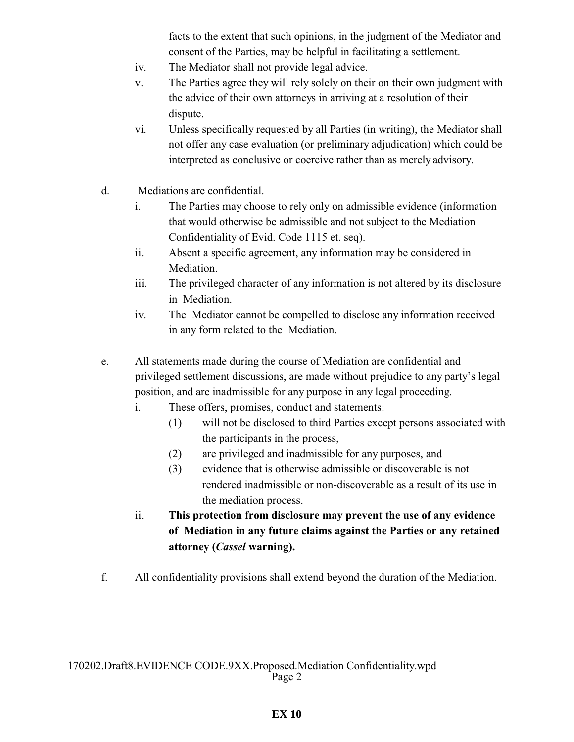facts to the extent that such opinions, in the judgment of the Mediator and consent of the Parties, may be helpful in facilitating a settlement.

iv. The Mediator shall not provide legal advice.

v. The Parties agree they will rely solely on their on their own judgment with the advice of their own attorneys in arriving at a resolution of their dispute.

vi. Unless specifically requested by all Parties (in writing), the Mediator shall not offer any case evaluation (or preliminary adjudication) which could be interpreted as conclusive or coercive rather than as merely advisory.

d. Mediations are confidential.

i. The Parties may choose to rely only on admissible evidence (information that would otherwise be admissible and not subject to the Mediation Confidentiality of Evid. Code 1115 et. seq).

ii. Absent a specific agreement, any information may be considered in Mediation.

iii. The privileged character of any information is not altered by its disclosure in Mediation.

iv. The Mediator cannot be compelled to disclose any information received in any form related to the Mediation.

e. All statements made during the course of Mediation are confidential and privileged settlement discussions, are made without prejudice to any party's legal position, and are inadmissible for any purpose in any legal proceeding.

i. These offers, promises, conduct and statements:

(1) will not be disclosed to third Parties except persons associated with the participants in the process,

(2) are privileged and inadmissible for any purposes, and

(3) evidence that is otherwise admissible or discoverable is not rendered inadmissible or non-discoverable as a result of its use in the mediation process.

ii. **This protection from disclosure may prevent the use of any evidence of Mediation in any future claims against the Parties or any retained attorney (*Cassel* warning).**

f. All confidentiality provisions shall extend beyond the duration of the Mediation.

170202.Draft8.EVIDENCE CODE.9XX.Proposed.Mediation Confidentiality.wpd

**EX 10**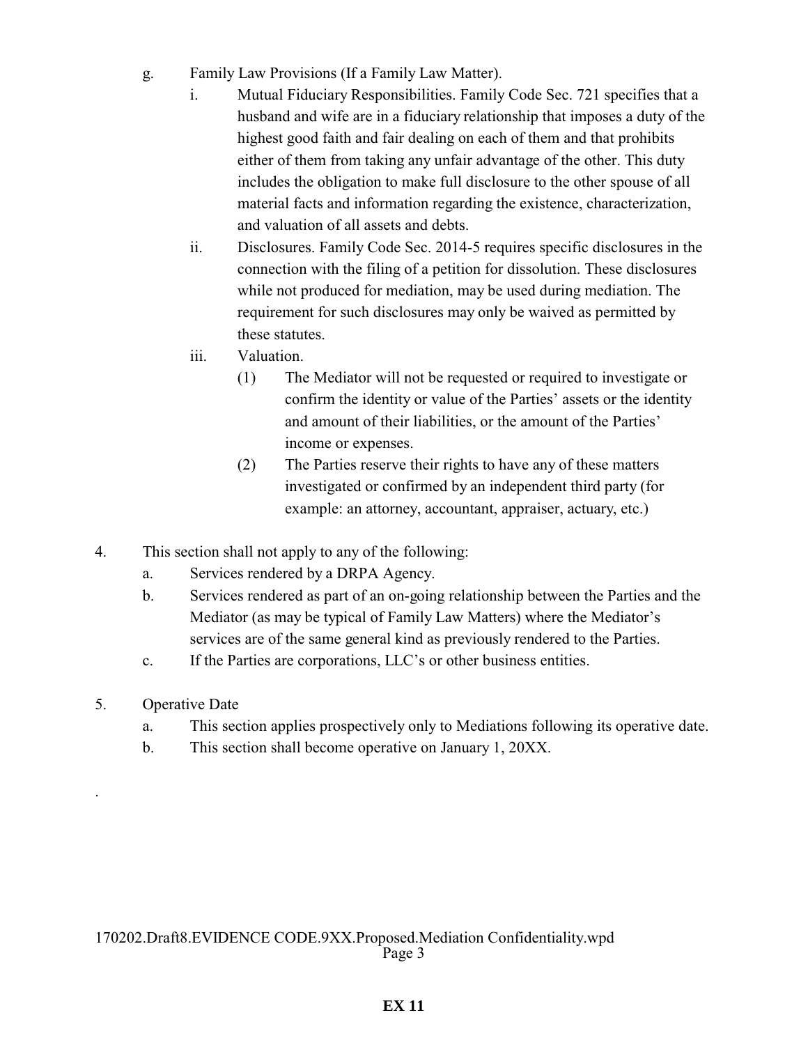g. Family Law Provisions (If a Family Law Matter).

   i. Mutual Fiduciary Responsibilities. Family Code Sec. 721 specifies that a husband and wife are in a fiduciary relationship that imposes a duty of the highest good faith and fair dealing on each of them and that prohibits either of them from taking any unfair advantage of the other. This duty includes the obligation to make full disclosure to the other spouse of all material facts and information regarding the existence, characterization, and valuation of all assets and debts.

   ii. Disclosures. Family Code Sec. 2014-5 requires specific disclosures in the connection with the filing of a petition for dissolution. These disclosures while not produced for mediation, may be used during mediation. The requirement for such disclosures may only be waived as permitted by these statutes.

   iii. Valuation.

      (1) The Mediator will not be requested or required to investigate or confirm the identity or value of the Parties' assets or the identity and amount of their liabilities, or the amount of the Parties' income or expenses.

      (2) The Parties reserve their rights to have any of these matters investigated or confirmed by an independent third party (for example: an attorney, accountant, appraiser, actuary, etc.)

4. This section shall not apply to any of the following:

   a. Services rendered by a DRPA Agency.

   b. Services rendered as part of an on-going relationship between the Parties and the Mediator (as may be typical of Family Law Matters) where the Mediator's services are of the same general kind as previously rendered to the Parties.

   c. If the Parties are corporations, LLC's or other business entities.

5. Operative Date

   a. This section applies prospectively only to Mediations following its operative date.

   b. This section shall become operative on January 1, 20XX.

.

170202.Draft8.EVIDENCE CODE.9XX.Proposed.Mediation Confidentiality.wpd

**EX 11**